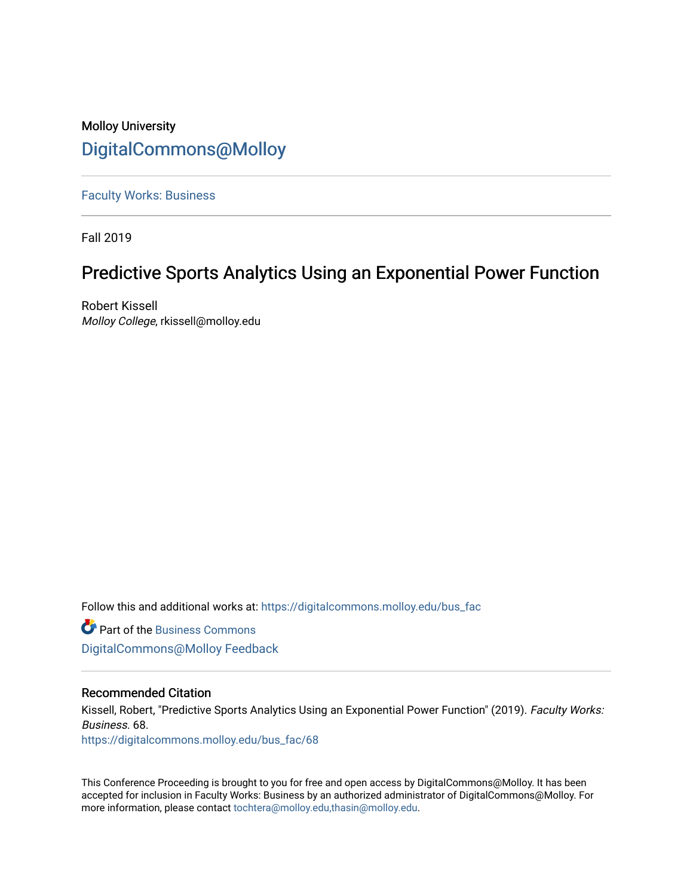Molloy University

[DigitalCommons@Molloy](https://digitalcommons.molloy.edu/)

[Faculty Works: Business](https://digitalcommons.molloy.edu/bus_fac)

Fall 2019

# Predictive Sports Analytics Using an Exponential Power Function

Robert Kissell
*Molloy College*, rkissell@molloy.edu

Follow this and additional works at: https://digitalcommons.molloy.edu/bus_fac

Part of the Business Commons

DigitalCommons@Molloy Feedback

## Recommended Citation

Kissell, Robert, "Predictive Sports Analytics Using an Exponential Power Function" (2019). *Faculty Works: Business*. 68.
https://digitalcommons.molloy.edu/bus_fac/68

This Conference Proceeding is brought to you for free and open access by DigitalCommons@Molloy. It has been accepted for inclusion in Faculty Works: Business by an authorized administrator of DigitalCommons@Molloy. For more information, please contact tochtera@molloy.edu,thasin@molloy.edu.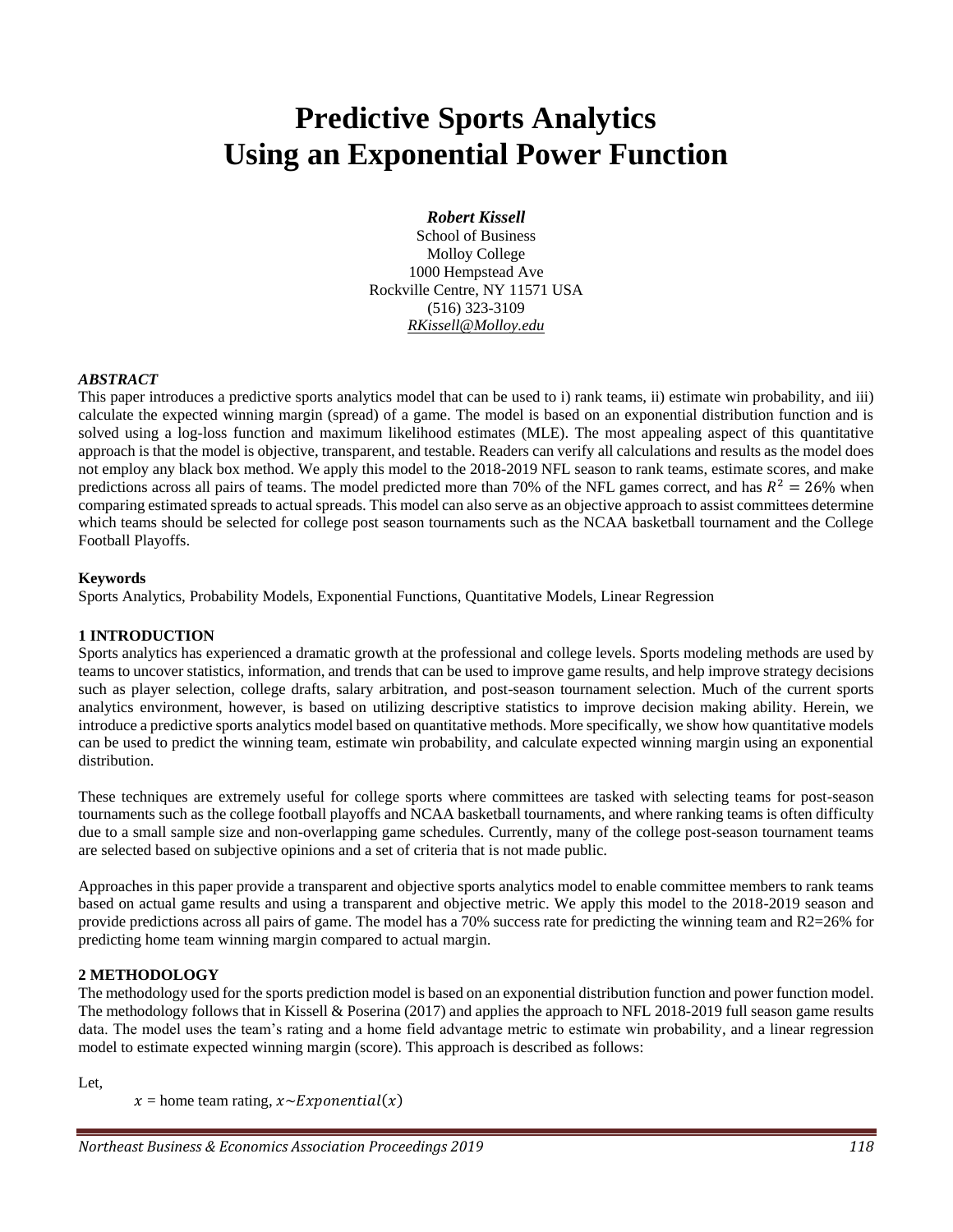# Predictive Sports Analytics Using an Exponential Power Function

***Robert Kissell***
School of Business
Molloy College
1000 Hempstead Ave
Rockville Centre, NY 11571 USA
(516) 323-3109
*RKissell@Molloy.edu*

***ABSTRACT***

This paper introduces a predictive sports analytics model that can be used to i) rank teams, ii) estimate win probability, and iii) calculate the expected winning margin (spread) of a game. The model is based on an exponential distribution function and is solved using a log-loss function and maximum likelihood estimates (MLE). The most appealing aspect of this quantitative approach is that the model is objective, transparent, and testable. Readers can verify all calculations and results as the model does not employ any black box method. We apply this model to the 2018-2019 NFL season to rank teams, estimate scores, and make predictions across all pairs of teams. The model predicted more than 70% of the NFL games correct, and has $R^2 = 26\%$ when comparing estimated spreads to actual spreads. This model can also serve as an objective approach to assist committees determine which teams should be selected for college post season tournaments such as the NCAA basketball tournament and the College Football Playoffs.

**Keywords**

Sports Analytics, Probability Models, Exponential Functions, Quantitative Models, Linear Regression

## 1 INTRODUCTION

Sports analytics has experienced a dramatic growth at the professional and college levels. Sports modeling methods are used by teams to uncover statistics, information, and trends that can be used to improve game results, and help improve strategy decisions such as player selection, college drafts, salary arbitration, and post-season tournament selection. Much of the current sports analytics environment, however, is based on utilizing descriptive statistics to improve decision making ability. Herein, we introduce a predictive sports analytics model based on quantitative methods. More specifically, we show how quantitative models can be used to predict the winning team, estimate win probability, and calculate expected winning margin using an exponential distribution.

These techniques are extremely useful for college sports where committees are tasked with selecting teams for post-season tournaments such as the college football playoffs and NCAA basketball tournaments, and where ranking teams is often difficulty due to a small sample size and non-overlapping game schedules. Currently, many of the college post-season tournament teams are selected based on subjective opinions and a set of criteria that is not made public.

Approaches in this paper provide a transparent and objective sports analytics model to enable committee members to rank teams based on actual game results and using a transparent and objective metric. We apply this model to the 2018-2019 season and provide predictions across all pairs of game. The model has a 70% success rate for predicting the winning team and R2=26% for predicting home team winning margin compared to actual margin.

## 2 METHODOLOGY

The methodology used for the sports prediction model is based on an exponential distribution function and power function model. The methodology follows that in Kissell & Poserina (2017) and applies the approach to NFL 2018-2019 full season game results data. The model uses the team's rating and a home field advantage metric to estimate win probability, and a linear regression model to estimate expected winning margin (score). This approach is described as follows:

Let,

$x$ = home team rating, $x \sim Exponential(x)$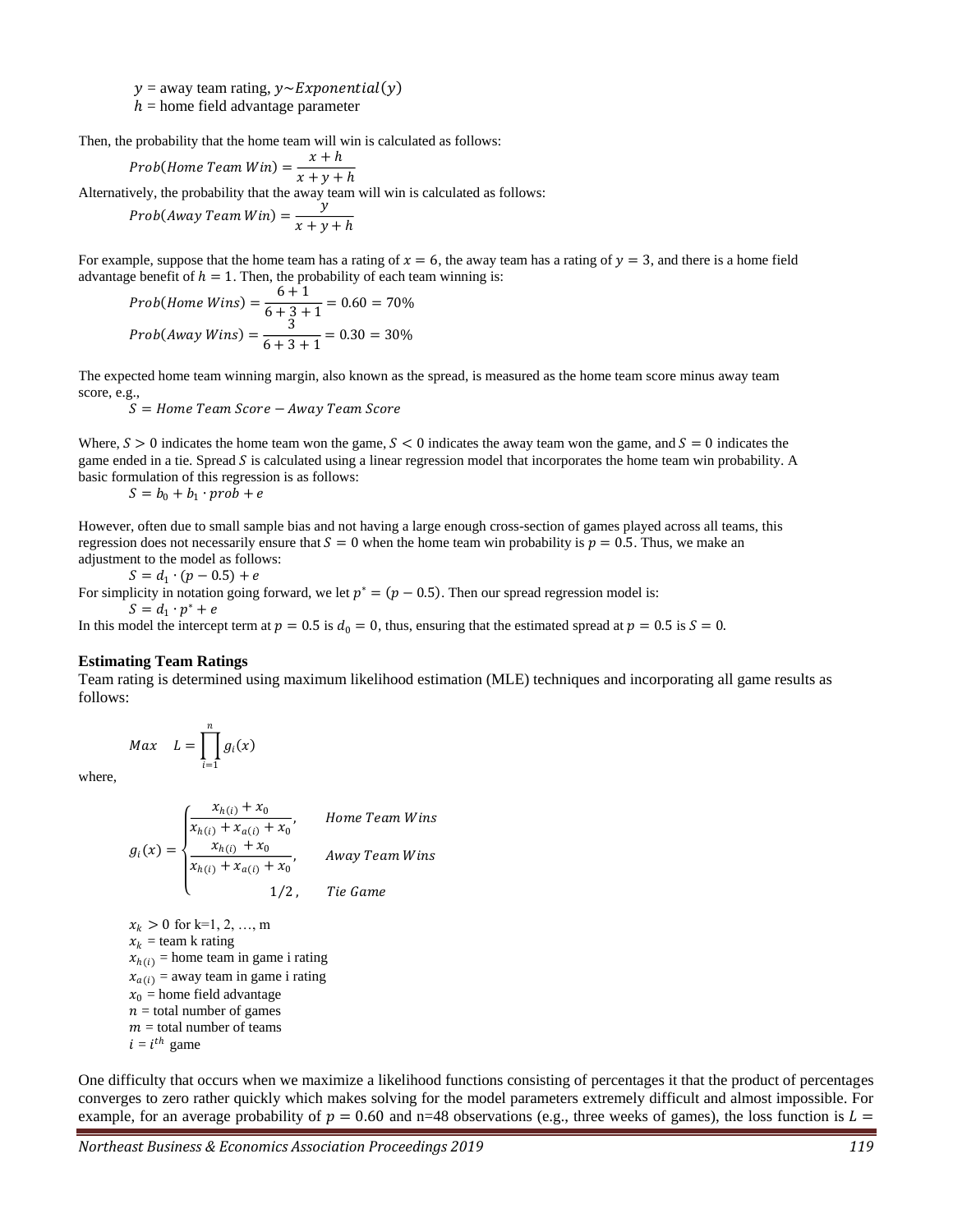$y$ = away team rating, $y \sim Exponential(y)$
$h$ = home field advantage parameter

Then, the probability that the home team will win is calculated as follows:

$$Prob(Home\ Team\ Win) = \frac{x+h}{x+y+h}$$

Alternatively, the probability that the away team will win is calculated as follows:

$$Prob(Away\ Team\ Win) = \frac{y}{x+y+h}$$

For example, suppose that the home team has a rating of $x = 6$, the away team has a rating of $y = 3$, and there is a home field advantage benefit of $h = 1$. Then, the probability of each team winning is:

$$Prob(Home\ Wins) = \frac{6+1}{6+3+1} = 0.60 = 70\%$$

$$Prob(Away\ Wins) = \frac{3}{6+3+1} = 0.30 = 30\%$$

The expected home team winning margin, also known as the spread, is measured as the home team score minus away team score, e.g.,

$$S = Home\ Team\ Score - Away\ Team\ Score$$

Where, $S > 0$ indicates the home team won the game, $S < 0$ indicates the away team won the game, and $S = 0$ indicates the game ended in a tie. Spread $S$ is calculated using a linear regression model that incorporates the home team win probability. A basic formulation of this regression is as follows:

$$S = b_0 + b_1 \cdot prob + e$$

However, often due to small sample bias and not having a large enough cross-section of games played across all teams, this regression does not necessarily ensure that $S = 0$ when the home team win probability is $p = 0.5$. Thus, we make an adjustment to the model as follows:

$$S = d_1 \cdot (p - 0.5) + e$$

For simplicity in notation going forward, we let $p^* = (p - 0.5)$. Then our spread regression model is:

$$S = d_1 \cdot p^* + e$$

In this model the intercept term at $p = 0.5$ is $d_0 = 0$, thus, ensuring that the estimated spread at $p = 0.5$ is $S = 0$.

## Estimating Team Ratings

Team rating is determined using maximum likelihood estimation (MLE) techniques and incorporating all game results as follows:

$$Max \quad L = \prod_{i=1}^{n} g_i(x)$$

where,

$$g_i(x) = \begin{cases} \dfrac{x_{h(i)} + x_0}{x_{h(i)} + x_{a(i)} + x_0}, & Home\ Team\ Wins \\ \dfrac{x_{h(i)} + x_0}{x_{h(i)} + x_{a(i)} + x_0}, & Away\ Team\ Wins \\ 1/2\,, & Tie\ Game \end{cases}$$

$x_k > 0$ for k=1, 2, …, m
$x_k$ = team k rating
$x_{h(i)}$ = home team in game i rating
$x_{a(i)}$ = away team in game i rating
$x_0$ = home field advantage
$n$ = total number of games
$m$ = total number of teams
$i$ = $i^{th}$ game

One difficulty that occurs when we maximize a likelihood functions consisting of percentages it that the product of percentages converges to zero rather quickly which makes solving for the model parameters extremely difficult and almost impossible. For example, for an average probability of $p = 0.60$ and n=48 observations (e.g., three weeks of games), the loss function is $L =$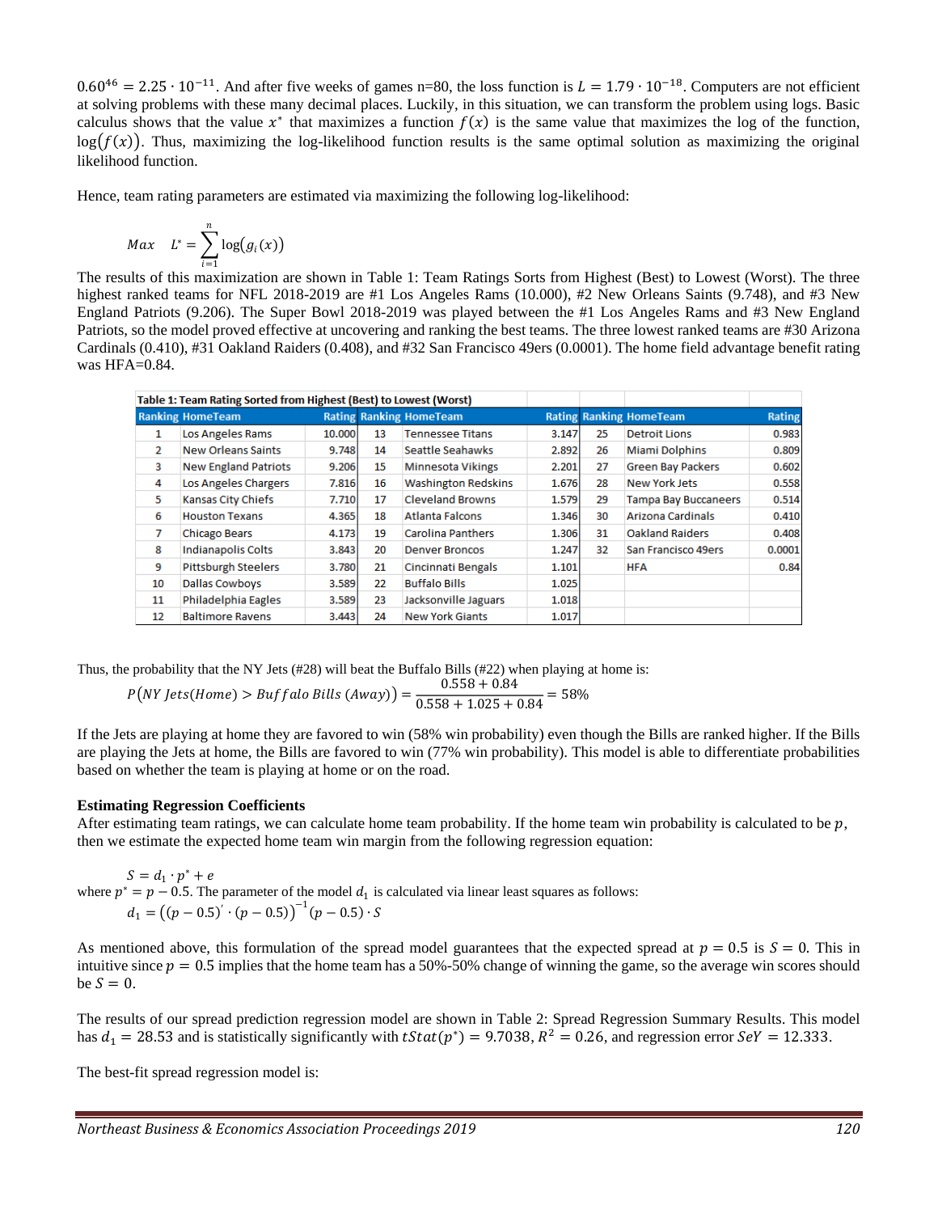$0.60^{46} = 2.25 \cdot 10^{-11}$. And after five weeks of games n=80, the loss function is $L = 1.79 \cdot 10^{-18}$. Computers are not efficient at solving problems with these many decimal places. Luckily, in this situation, we can transform the problem using logs. Basic calculus shows that the value $x^*$ that maximizes a function $f(x)$ is the same value that maximizes the log of the function, $\log(f(x))$. Thus, maximizing the log-likelihood function results is the same optimal solution as maximizing the original likelihood function.

Hence, team rating parameters are estimated via maximizing the following log-likelihood:

$$Max \quad L^* = \sum_{i=1}^{n} \log(g_i(x))$$

The results of this maximization are shown in Table 1: Team Ratings Sorts from Highest (Best) to Lowest (Worst). The three highest ranked teams for NFL 2018-2019 are #1 Los Angeles Rams (10.000), #2 New Orleans Saints (9.748), and #3 New England Patriots (9.206). The Super Bowl 2018-2019 was played between the #1 Los Angeles Rams and #3 New England Patriots, so the model proved effective at uncovering and ranking the best teams. The three lowest ranked teams are #30 Arizona Cardinals (0.410), #31 Oakland Raiders (0.408), and #32 San Francisco 49ers (0.0001). The home field advantage benefit rating was HFA=0.84.

**Table 1: Team Rating Sorted from Highest (Best) to Lowest (Worst)**

| Ranking | HomeTeam | Rating | Ranking | HomeTeam | Rating | Ranking | HomeTeam | Rating |
|---|---|---|---|---|---|---|---|---|
| 1 | Los Angeles Rams | 10.000 | 13 | Tennessee Titans | 3.147 | 25 | Detroit Lions | 0.983 |
| 2 | New Orleans Saints | 9.748 | 14 | Seattle Seahawks | 2.892 | 26 | Miami Dolphins | 0.809 |
| 3 | New England Patriots | 9.206 | 15 | Minnesota Vikings | 2.201 | 27 | Green Bay Packers | 0.602 |
| 4 | Los Angeles Chargers | 7.816 | 16 | Washington Redskins | 1.676 | 28 | New York Jets | 0.558 |
| 5 | Kansas City Chiefs | 7.710 | 17 | Cleveland Browns | 1.579 | 29 | Tampa Bay Buccaneers | 0.514 |
| 6 | Houston Texans | 4.365 | 18 | Atlanta Falcons | 1.346 | 30 | Arizona Cardinals | 0.410 |
| 7 | Chicago Bears | 4.173 | 19 | Carolina Panthers | 1.306 | 31 | Oakland Raiders | 0.408 |
| 8 | Indianapolis Colts | 3.843 | 20 | Denver Broncos | 1.247 | 32 | San Francisco 49ers | 0.0001 |
| 9 | Pittsburgh Steelers | 3.780 | 21 | Cincinnati Bengals | 1.101 | | HFA | 0.84 |
| 10 | Dallas Cowboys | 3.589 | 22 | Buffalo Bills | 1.025 | | | |
| 11 | Philadelphia Eagles | 3.589 | 23 | Jacksonville Jaguars | 1.018 | | | |
| 12 | Baltimore Ravens | 3.443 | 24 | New York Giants | 1.017 | | | |

Thus, the probability that the NY Jets (#28) will beat the Buffalo Bills (#22) when playing at home is:

$$P(NY\ Jets(Home) > Buffalo\ Bills\ (Away)) = \frac{0.558 + 0.84}{0.558 + 1.025 + 0.84} = 58\%$$

If the Jets are playing at home they are favored to win (58% win probability) even though the Bills are ranked higher. If the Bills are playing the Jets at home, the Bills are favored to win (77% win probability). This model is able to differentiate probabilities based on whether the team is playing at home or on the road.

**Estimating Regression Coefficients**

After estimating team ratings, we can calculate home team probability. If the home team win probability is calculated to be $p$, then we estimate the expected home team win margin from the following regression equation:

$$S = d_1 \cdot p^* + e$$

where $p^* = p - 0.5$. The parameter of the model $d_1$ is calculated via linear least squares as follows:

$$d_1 = \left((p - 0.5)' \cdot (p - 0.5)\right)^{-1} (p - 0.5) \cdot S$$

As mentioned above, this formulation of the spread model guarantees that the expected spread at $p = 0.5$ is $S = 0$. This in intuitive since $p = 0.5$ implies that the home team has a 50%-50% change of winning the game, so the average win scores should be $S = 0$.

The results of our spread prediction regression model are shown in Table 2: Spread Regression Summary Results. This model has $d_1 = 28.53$ and is statistically significantly with $tStat(p^*) = 9.7038$, $R^2 = 0.26$, and regression error $SeY = 12.333$.

The best-fit spread regression model is: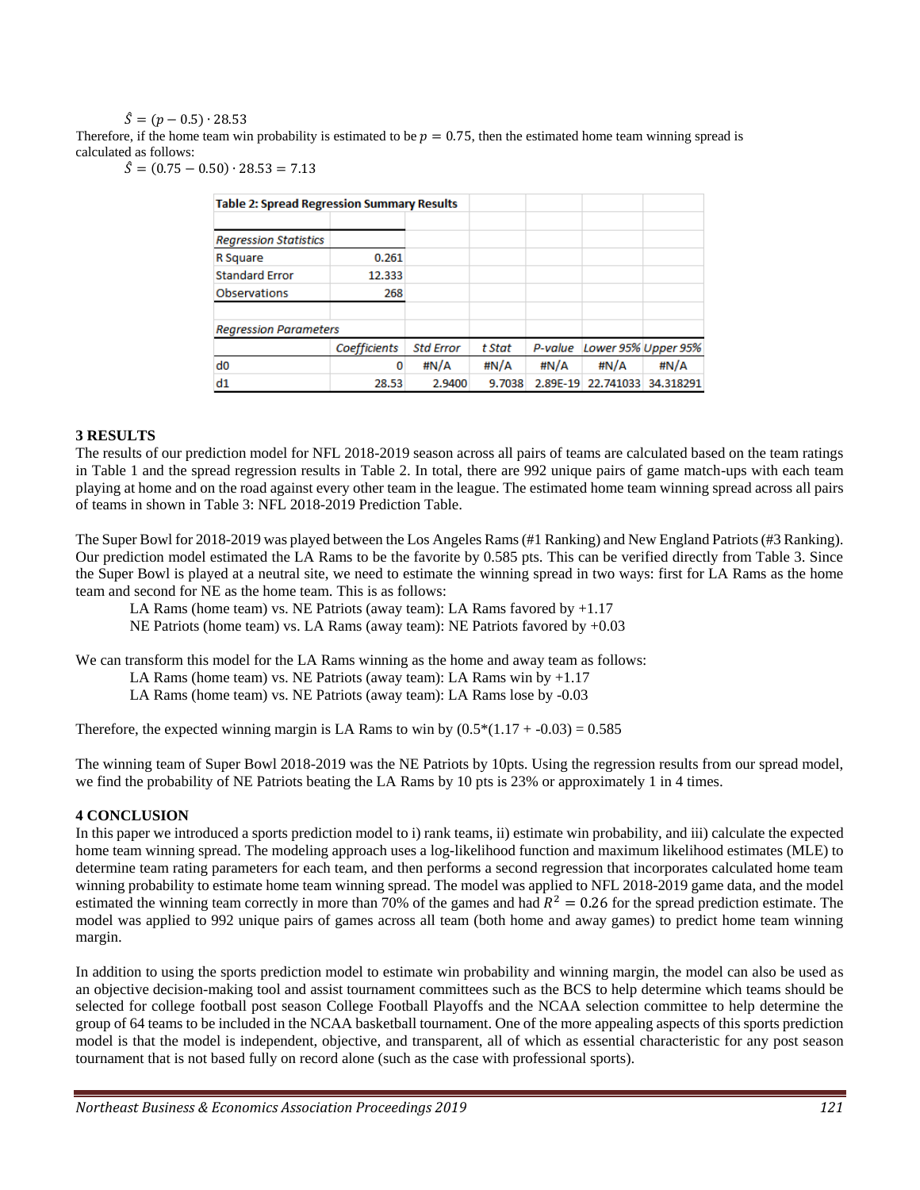$$\hat{S} = (p - 0.5) \cdot 28.53$$

Therefore, if the home team win probability is estimated to be $p = 0.75$, then the estimated home team winning spread is calculated as follows:

$$\hat{S} = (0.75 - 0.50) \cdot 28.53 = 7.13$$

**Table 2: Spread Regression Summary Results**

| *Regression Statistics* | | | | | | |
|---|---|---|---|---|---|---|
| R Square | 0.261 | | | | | |
| Standard Error | 12.333 | | | | | |
| Observations | 268 | | | | | |
| *Regression Parameters* | | | | | | |
| | *Coefficients* | *Std Error* | *t Stat* | *P-value* | *Lower 95%* | *Upper 95%* |
| d0 | 0 | #N/A | #N/A | #N/A | #N/A | #N/A |
| d1 | 28.53 | 2.9400 | 9.7038 | 2.89E-19 | 22.741033 | 34.318291 |

## 3 RESULTS

The results of our prediction model for NFL 2018-2019 season across all pairs of teams are calculated based on the team ratings in Table 1 and the spread regression results in Table 2. In total, there are 992 unique pairs of game match-ups with each team playing at home and on the road against every other team in the league. The estimated home team winning spread across all pairs of teams in shown in Table 3: NFL 2018-2019 Prediction Table.

The Super Bowl for 2018-2019 was played between the Los Angeles Rams (#1 Ranking) and New England Patriots (#3 Ranking). Our prediction model estimated the LA Rams to be the favorite by 0.585 pts. This can be verified directly from Table 3. Since the Super Bowl is played at a neutral site, we need to estimate the winning spread in two ways: first for LA Rams as the home team and second for NE as the home team. This is as follows:

LA Rams (home team) vs. NE Patriots (away team): LA Rams favored by +1.17
NE Patriots (home team) vs. LA Rams (away team): NE Patriots favored by +0.03

We can transform this model for the LA Rams winning as the home and away team as follows:

LA Rams (home team) vs. NE Patriots (away team): LA Rams win by +1.17
LA Rams (home team) vs. NE Patriots (away team): LA Rams lose by -0.03

Therefore, the expected winning margin is LA Rams to win by (0.5*(1.17 + -0.03) = 0.585

The winning team of Super Bowl 2018-2019 was the NE Patriots by 10pts. Using the regression results from our spread model, we find the probability of NE Patriots beating the LA Rams by 10 pts is 23% or approximately 1 in 4 times.

## 4 CONCLUSION

In this paper we introduced a sports prediction model to i) rank teams, ii) estimate win probability, and iii) calculate the expected home team winning spread. The modeling approach uses a log-likelihood function and maximum likelihood estimates (MLE) to determine team rating parameters for each team, and then performs a second regression that incorporates calculated home team winning probability to estimate home team winning spread. The model was applied to NFL 2018-2019 game data, and the model estimated the winning team correctly in more than 70% of the games and had $R^2 = 0.26$ for the spread prediction estimate. The model was applied to 992 unique pairs of games across all team (both home and away games) to predict home team winning margin.

In addition to using the sports prediction model to estimate win probability and winning margin, the model can also be used as an objective decision-making tool and assist tournament committees such as the BCS to help determine which teams should be selected for college football post season College Football Playoffs and the NCAA selection committee to help determine the group of 64 teams to be included in the NCAA basketball tournament. One of the more appealing aspects of this sports prediction model is that the model is independent, objective, and transparent, all of which as essential characteristic for any post season tournament that is not based fully on record alone (such as the case with professional sports).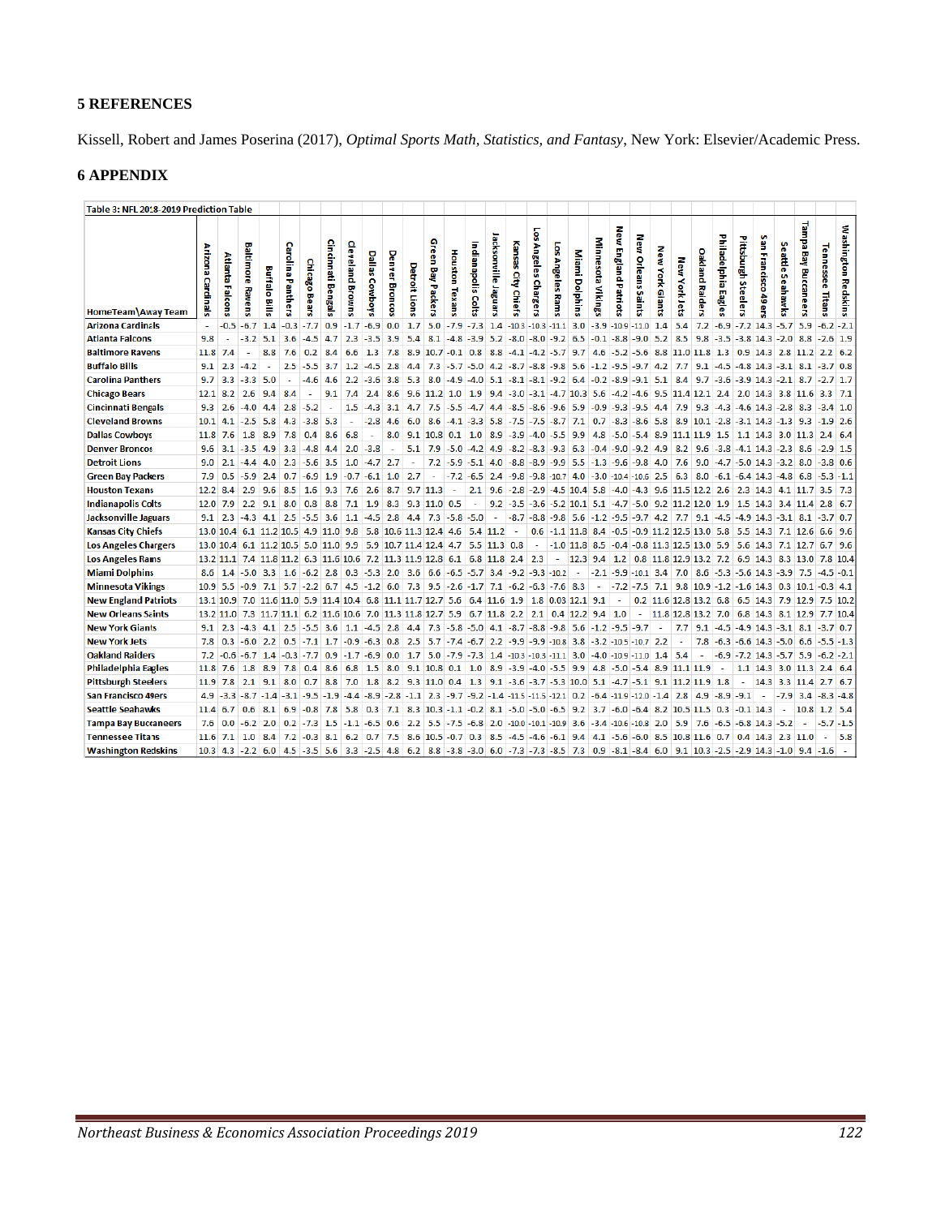## 5 REFERENCES

Kissell, Robert and James Poserina (2017), *Optimal Sports Math, Statistics, and Fantasy*, New York: Elsevier/Academic Press.

## 6 APPENDIX

**Table 3: NFL 2018-2019 Prediction Table**

| HomeTeam\Away Team | Arizona Cardinals | Atlanta Falcons | Baltimore Ravens | Buffalo Bills | Carolina Panthers | Chicago Bears | Cincinnati Bengals | Cleveland Browns | Dallas Cowboys | Denver Broncos | Detroit Lions | Green Bay Packers | Houston Texans | Indianapolis Colts | Jacksonville Jaguars | Kansas City Chiefs | Los Angeles Chargers | Los Angeles Rams | Miami Dolphins | Minnesota Vikings | New England Patriots | New Orleans Saints | New York Giants | New York Jets | Oakland Raiders | Philadelphia Eagles | Pittsburgh Steelers | San Francisco 49ers | Seattle Seahawks | Tampa Bay Buccaneers | Tennessee Titans | Washington Redskins |
|---|---|---|---|---|---|---|---|---|---|---|---|---|---|---|---|---|---|---|---|---|---|---|---|---|---|---|---|---|---|---|---|---|
| Arizona Cardinals | - | -0.5 | -6.7 | 1.4 | -0.3 | -7.7 | 0.9 | -1.7 | -6.9 | 0.0 | 1.7 | 5.0 | -7.9 | -7.3 | 1.4 | -10.3 | -10.3 | -11.1 | 3.0 | -3.9 | -10.9 | -11.0 | 1.4 | 5.4 | 7.2 | -6.9 | -7.2 | 14.3 | -5.7 | 5.9 | -6.2 | -2.1 |
| Atlanta Falcons | 9.8 | - | -3.2 | 5.1 | 3.6 | -4.5 | 4.7 | 2.3 | -3.5 | 3.9 | 5.4 | 8.1 | -4.8 | -3.9 | 5.2 | -8.0 | -8.0 | -9.2 | 6.5 | -0.1 | -8.8 | -9.0 | 5.2 | 8.5 | 9.8 | -3.5 | -3.8 | 14.3 | -2.0 | 8.8 | -2.6 | 1.9 |
| Baltimore Ravens | 11.8 | 7.4 | - | 8.8 | 7.6 | 0.2 | 8.4 | 6.6 | 1.3 | 7.8 | 8.9 | 10.7 | -0.1 | 0.8 | 8.8 | -4.1 | -4.2 | -5.7 | 9.7 | 4.6 | -5.2 | -5.6 | 8.8 | 11.0 | 11.8 | 1.3 | 0.9 | 14.3 | 2.8 | 11.2 | 2.2 | 6.2 |
| Buffalo Bills | 9.1 | 2.3 | -4.2 | - | 2.5 | -5.5 | 3.7 | 1.2 | -4.5 | 2.8 | 4.4 | 7.3 | -5.7 | -5.0 | 4.2 | -8.7 | -8.8 | -9.8 | 5.6 | -1.2 | -9.5 | -9.7 | 4.2 | 7.7 | 9.1 | -4.5 | -4.8 | 14.3 | -3.1 | 8.1 | -3.7 | 0.8 |
| Carolina Panthers | 9.7 | 3.3 | -3.3 | 5.0 | - | -4.6 | 4.6 | 2.2 | -3.6 | 3.8 | 5.3 | 8.0 | -4.9 | -4.0 | 5.1 | -8.1 | -8.1 | -9.2 | 6.4 | -0.2 | -8.9 | -9.1 | 5.1 | 8.4 | 9.7 | -3.6 | -3.9 | 14.3 | -2.1 | 8.7 | -2.7 | 1.7 |
| Chicago Bears | 12.1 | 8.2 | 2.6 | 9.4 | 8.4 | - | 9.1 | 7.4 | 2.4 | 8.6 | 9.6 | 11.2 | 1.0 | 1.9 | 9.4 | -3.0 | -3.1 | -4.7 | 10.3 | 5.6 | -4.2 | -4.6 | 9.5 | 11.4 | 12.1 | 2.4 | 2.0 | 14.3 | 3.8 | 11.6 | 3.3 | 7.1 |
| Cincinnati Bengals | 9.3 | 2.6 | -4.0 | 4.4 | 2.8 | -5.2 | - | 1.5 | -4.3 | 3.1 | 4.7 | 7.5 | -5.5 | -4.7 | 4.4 | -8.5 | -8.6 | -9.6 | 5.9 | -0.9 | -9.3 | -9.5 | 4.4 | 7.9 | 9.3 | -4.3 | -4.6 | 14.3 | -2.8 | 8.3 | -3.4 | 1.0 |
| Cleveland Browns | 10.1 | 4.1 | -2.5 | 5.8 | 4.3 | -3.8 | 5.3 | - | -2.8 | 4.6 | 6.0 | 8.6 | -4.1 | -3.3 | 5.8 | -7.5 | -7.5 | -8.7 | 7.1 | 0.7 | -8.3 | -8.6 | 5.8 | 8.9 | 10.1 | -2.8 | -3.1 | 14.3 | -1.3 | 9.3 | -1.9 | 2.6 |
| Dallas Cowboys | 11.8 | 7.4 | 1.8 | 8.9 | 7.8 | 0.4 | 8.6 | 6.8 | - | 8.0 | 9.1 | 10.8 | 0.1 | 1.0 | 8.9 | -3.9 | -4.0 | -5.5 | 9.9 | 4.8 | -5.0 | -5.4 | 8.9 | 11.1 | 11.9 | 1.5 | 1.1 | 14.3 | 3.0 | 11.3 | 2.4 | 6.4 |
| Denver Broncos | 9.6 | 3.1 | -3.5 | 4.9 | 3.3 | -4.8 | 4.4 | 2.0 | -3.8 | - | 5.1 | 7.9 | -5.0 | -4.2 | 4.9 | -8.2 | -8.3 | -9.3 | 6.3 | -0.4 | -9.0 | -9.2 | 4.9 | 8.2 | 9.6 | -3.8 | -4.1 | 14.3 | -2.3 | 8.6 | -2.9 | 1.5 |
| Detroit Lions | 9.0 | 2.1 | -4.4 | 4.0 | 2.3 | -5.6 | 3.5 | 1.0 | -4.7 | 2.7 | - | 7.2 | -5.9 | -5.1 | 4.0 | -8.8 | -8.9 | -9.9 | 5.5 | -1.3 | -9.6 | -9.8 | 4.0 | 7.6 | 9.0 | -4.7 | -5.0 | 14.3 | -3.2 | 8.0 | -3.8 | 0.6 |
| Green Bay Packers | 7.9 | 0.5 | -5.9 | 2.4 | 0.7 | -6.9 | 1.9 | -0.7 | -6.1 | 1.0 | 2.7 | - | -7.2 | -6.5 | 2.4 | -9.8 | -9.8 | -10.7 | 4.0 | -3.0 | -10.4 | -10.6 | 2.5 | 6.3 | 8.0 | -6.1 | -6.4 | 14.3 | -4.8 | 6.8 | -5.3 | -1.1 |
| Houston Texans | 12.2 | 8.4 | 2.9 | 9.6 | 8.5 | 1.6 | 9.3 | 7.6 | 2.6 | 8.7 | 9.7 | 11.3 | - | 2.1 | 9.6 | -2.8 | -2.9 | -4.5 | 10.4 | 5.8 | -4.0 | -4.3 | 9.6 | 11.5 | 12.2 | 2.6 | 2.3 | 14.3 | 4.1 | 11.7 | 3.5 | 7.3 |
| Indianapolis Colts | 12.0 | 7.9 | 2.2 | 9.1 | 8.0 | 0.8 | 8.8 | 7.1 | 1.9 | 8.3 | 9.3 | 11.0 | 0.5 | - | 9.2 | -3.5 | -3.6 | -5.2 | 10.1 | 5.1 | -4.7 | -5.0 | 9.2 | 11.2 | 12.0 | 1.9 | 1.5 | 14.3 | 3.4 | 11.4 | 2.8 | 6.7 |
| Jacksonville Jaguars | 9.1 | 2.3 | -4.3 | 4.1 | 2.5 | -5.5 | 3.6 | 1.1 | -4.5 | 2.8 | 4.4 | 7.3 | -5.8 | -5.0 | - | -8.7 | -8.8 | -9.8 | 5.6 | -1.2 | -9.5 | -9.7 | 4.2 | 7.7 | 9.1 | -4.5 | -4.9 | 14.3 | -3.1 | 8.1 | -3.7 | 0.7 |
| Kansas City Chiefs | 13.0 | 10.4 | 6.1 | 11.2 | 10.5 | 4.9 | 11.0 | 9.8 | 5.8 | 10.6 | 11.3 | 12.4 | 4.6 | 5.4 | 11.2 | - | 0.6 | -1.1 | 11.8 | 8.4 | -0.5 | -0.9 | 11.2 | 12.5 | 13.0 | 5.8 | 5.5 | 14.3 | 7.1 | 12.6 | 6.6 | 9.6 |
| Los Angeles Chargers | 13.0 | 10.4 | 6.1 | 11.2 | 10.5 | 5.0 | 11.0 | 9.9 | 5.9 | 10.7 | 11.4 | 12.4 | 4.7 | 5.5 | 11.3 | 0.8 | - | -1.0 | 11.8 | 8.5 | -0.4 | -0.8 | 11.3 | 12.5 | 13.0 | 5.9 | 5.6 | 14.3 | 7.1 | 12.7 | 6.7 | 9.6 |
| Los Angeles Rams | 13.2 | 11.1 | 7.4 | 11.8 | 11.2 | 6.3 | 11.6 | 10.6 | 7.2 | 11.3 | 11.9 | 12.8 | 6.1 | 6.8 | 11.8 | 2.4 | 2.3 | - | 12.3 | 9.4 | 1.2 | 0.8 | 11.8 | 12.9 | 13.2 | 7.2 | 6.9 | 14.3 | 8.3 | 13.0 | 7.8 | 10.4 |
| Miami Dolphins | 8.6 | 1.4 | -5.0 | 3.3 | 1.6 | -6.2 | 2.8 | 0.3 | -5.3 | 2.0 | 3.6 | 6.6 | -6.5 | -5.7 | 3.4 | -9.2 | -9.3 | -10.2 | - | -2.1 | -9.9 | -10.1 | 3.4 | 7.0 | 8.6 | -5.3 | -5.6 | 14.3 | -3.9 | 7.5 | -4.5 | -0.1 |
| Minnesota Vikings | 10.9 | 5.5 | -0.9 | 7.1 | 5.7 | -2.2 | 6.7 | 4.5 | -1.2 | 6.0 | 7.3 | 9.5 | -2.6 | -1.7 | 7.1 | -6.2 | -6.3 | -7.6 | 8.3 | - | -7.2 | -7.5 | 7.1 | 9.8 | 10.9 | -1.2 | -1.6 | 14.3 | 0.3 | 10.1 | -0.3 | 4.1 |
| New England Patriots | 13.1 | 10.9 | 7.0 | 11.6 | 11.0 | 5.9 | 11.4 | 10.4 | 6.8 | 11.1 | 11.7 | 12.7 | 5.6 | 6.4 | 11.6 | 1.9 | 1.8 | 0.03 | 12.1 | 9.1 | - | 0.2 | 11.6 | 12.8 | 13.2 | 6.8 | 6.5 | 14.3 | 7.9 | 12.9 | 7.5 | 10.2 |
| New Orleans Saints | 13.2 | 11.0 | 7.3 | 11.7 | 11.1 | 6.2 | 11.6 | 10.6 | 7.0 | 11.3 | 11.8 | 12.7 | 5.9 | 6.7 | 11.8 | 2.2 | 2.1 | 0.4 | 12.2 | 9.4 | 1.0 | - | 11.8 | 12.8 | 13.2 | 7.0 | 6.8 | 14.3 | 8.1 | 12.9 | 7.7 | 10.4 |
| New York Giants | 9.1 | 2.3 | -4.3 | 4.1 | 2.5 | -5.5 | 3.6 | 1.1 | -4.5 | 2.8 | 4.4 | 7.3 | -5.8 | -5.0 | 4.1 | -8.7 | -8.8 | -9.8 | 5.6 | -1.2 | -9.5 | -9.7 | - | 7.7 | 9.1 | -4.5 | -4.9 | 14.3 | -3.1 | 8.1 | -3.7 | 0.7 |
| New York Jets | 7.8 | 0.3 | -6.0 | 2.2 | 0.5 | -7.1 | 1.7 | -0.9 | -6.3 | 0.8 | 2.5 | 5.7 | -7.4 | -6.7 | 2.2 | -9.9 | -9.9 | -10.8 | 3.8 | -3.2 | -10.5 | -10.7 | 2.2 | - | 7.8 | -6.3 | -6.6 | 14.3 | -5.0 | 6.6 | -5.5 | -1.3 |
| Oakland Raiders | 7.2 | -0.6 | -6.7 | 1.4 | -0.3 | -7.7 | 0.9 | -1.7 | -6.9 | 0.0 | 1.7 | 5.0 | -7.9 | -7.3 | 1.4 | -10.3 | -10.3 | -11.1 | 3.0 | -4.0 | -10.9 | -11.0 | 1.4 | 5.4 | - | -6.9 | -7.2 | 14.3 | -5.7 | 5.9 | -6.2 | -2.1 |
| Philadelphia Eagles | 11.8 | 7.6 | 1.8 | 8.9 | 7.8 | 0.4 | 8.6 | 6.8 | 1.5 | 8.0 | 9.1 | 10.8 | 0.1 | 1.0 | 8.9 | -3.9 | -4.0 | -5.5 | 9.9 | 4.8 | -5.0 | -5.4 | 8.9 | 11.1 | 11.9 | - | 1.1 | 14.3 | 3.0 | 11.3 | 2.4 | 6.4 |
| Pittsburgh Steelers | 11.9 | 7.8 | 2.1 | 9.1 | 8.0 | 0.7 | 8.8 | 7.0 | 1.8 | 8.2 | 9.3 | 11.0 | 0.4 | 1.3 | 9.1 | -3.6 | -3.7 | -5.3 | 10.0 | 5.1 | -4.7 | -5.1 | 9.1 | 11.2 | 11.9 | 1.8 | - | 14.3 | 3.3 | 11.4 | 2.7 | 6.7 |
| San Francisco 49ers | 4.9 | -3.3 | -8.7 | -1.4 | -3.1 | -9.5 | -1.9 | -4.4 | -8.9 | -2.8 | -1.1 | 2.3 | -9.7 | -9.2 | -1.4 | -11.5 | -11.5 | -12.1 | 0.2 | -6.4 | -11.9 | -12.0 | -1.4 | 2.8 | 4.9 | -8.9 | -9.1 | - | -7.9 | 3.4 | -8.3 | -4.8 |
| Seattle Seahawks | 11.4 | 6.7 | 0.6 | 8.1 | 6.9 | -0.8 | 7.8 | 5.8 | 0.3 | 7.1 | 8.3 | 10.3 | -1.1 | -0.2 | 8.1 | -5.0 | -5.0 | -6.5 | 9.2 | 3.7 | -6.0 | -6.4 | 8.2 | 10.5 | 11.5 | 0.3 | -0.1 | 14.3 | - | 10.8 | 1.2 | 5.4 |
| Tampa Bay Buccaneers | 7.6 | 0.0 | -6.2 | 2.0 | 0.2 | -7.3 | 1.5 | -1.1 | -6.5 | 0.6 | 2.2 | 5.5 | -7.5 | -6.8 | 2.0 | -10.0 | -10.1 | -10.9 | 3.6 | -3.4 | -10.6 | -10.8 | 2.0 | 5.9 | 7.6 | -6.5 | -6.8 | 14.3 | -5.2 | - | -5.7 | -1.5 |
| Tennessee Titans | 11.6 | 7.1 | 1.0 | 8.4 | 7.2 | -0.3 | 8.1 | 6.2 | 0.7 | 7.5 | 8.6 | 10.5 | -0.7 | 0.3 | 8.5 | -4.5 | -4.6 | -6.1 | 9.4 | 4.1 | -5.6 | -6.0 | 8.5 | 10.8 | 11.6 | 0.7 | 0.4 | 14.3 | 2.3 | 11.0 | - | 5.8 |
| Washington Redskins | 10.3 | 4.3 | -2.2 | 6.0 | 4.5 | -3.5 | 5.6 | 3.3 | -2.5 | 4.8 | 6.2 | 8.8 | -3.8 | -3.0 | 6.0 | -7.3 | -7.3 | -8.5 | 7.3 | 0.9 | -8.1 | -8.4 | 6.0 | 9.1 | 10.3 | -2.5 | -2.9 | 14.3 | -1.0 | 9.4 | -1.6 | - |